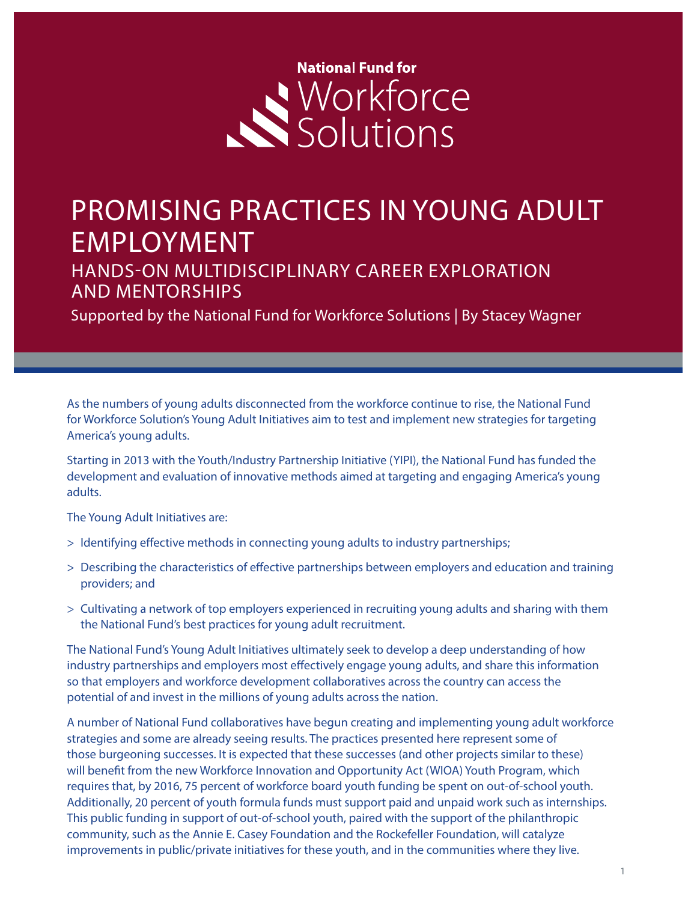National Fund for Workforce Solutions

# PROMISING PRACTICES IN YOUNG ADULT EMPLOYMENT

## HANDS-ON MULTIDISCIPLINARY CAREER EXPLORATION AND MENTORSHIPS

Supported by the National Fund for Workforce Solutions | By Stacey Wagner

As the numbers of young adults disconnected from the workforce continue to rise, the National Fund for Workforce Solution's Young Adult Initiatives aim to test and implement new strategies for targeting America's young adults.

Starting in 2013 with the Youth/Industry Partnership Initiative (YIPI), the National Fund has funded the development and evaluation of innovative methods aimed at targeting and engaging America's young adults.

The Young Adult Initiatives are:

> Identifying effective methods in connecting young adults to industry partnerships;

> Describing the characteristics of effective partnerships between employers and education and training providers; and

> Cultivating a network of top employers experienced in recruiting young adults and sharing with them the National Fund's best practices for young adult recruitment.

The National Fund's Young Adult Initiatives ultimately seek to develop a deep understanding of how industry partnerships and employers most effectively engage young adults, and share this information so that employers and workforce development collaboratives across the country can access the potential of and invest in the millions of young adults across the nation.

A number of National Fund collaboratives have begun creating and implementing young adult workforce strategies and some are already seeing results. The practices presented here represent some of those burgeoning successes. It is expected that these successes (and other projects similar to these) will benefit from the new Workforce Innovation and Opportunity Act (WIOA) Youth Program, which requires that, by 2016, 75 percent of workforce board youth funding be spent on out-of-school youth. Additionally, 20 percent of youth formula funds must support paid and unpaid work such as internships. This public funding in support of out-of-school youth, paired with the support of the philanthropic community, such as the Annie E. Casey Foundation and the Rockefeller Foundation, will catalyze improvements in public/private initiatives for these youth, and in the communities where they live.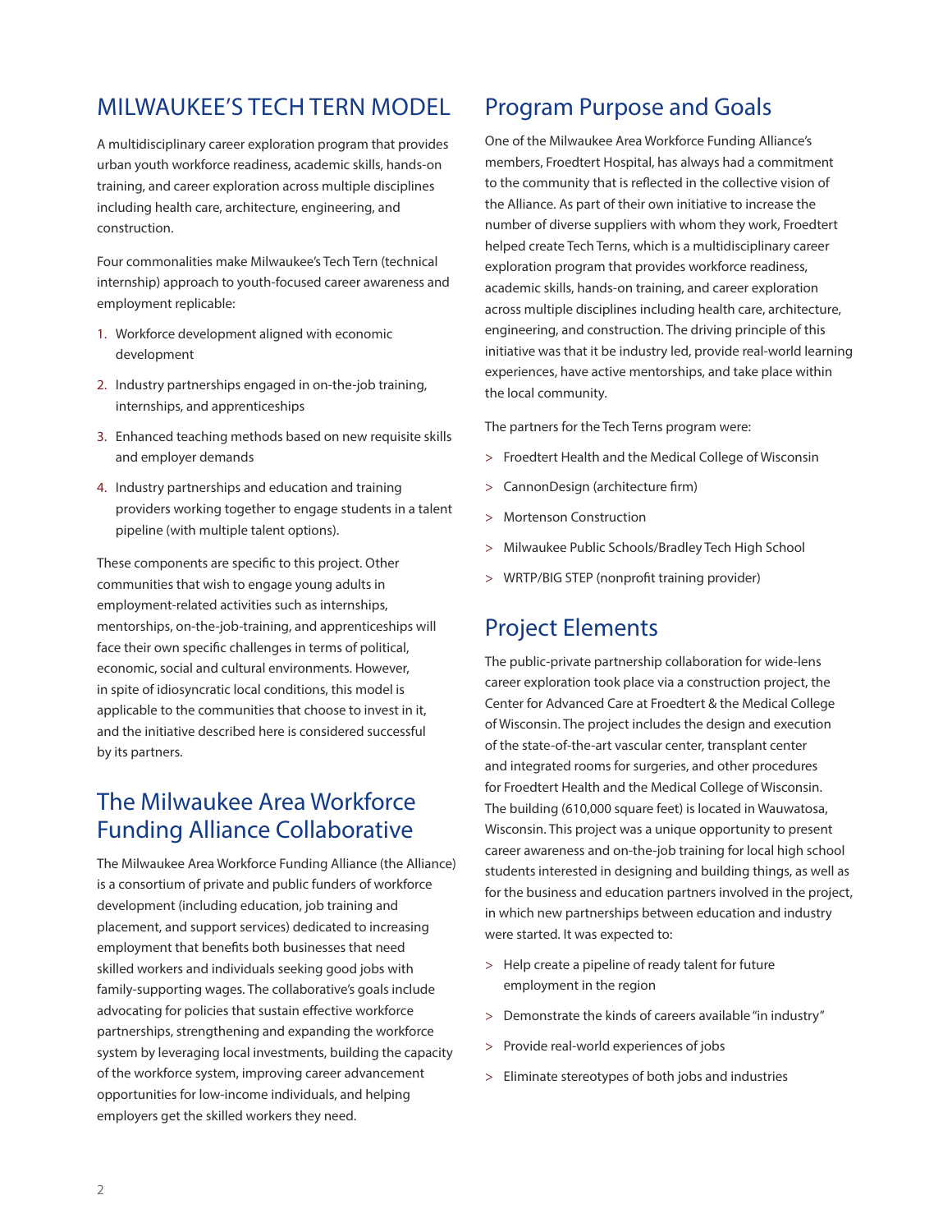## MILWAUKEE'S TECH TERN MODEL

A multidisciplinary career exploration program that provides urban youth workforce readiness, academic skills, hands-on training, and career exploration across multiple disciplines including health care, architecture, engineering, and construction.

Four commonalities make Milwaukee's Tech Tern (technical internship) approach to youth-focused career awareness and employment replicable:

1. Workforce development aligned with economic development
2. Industry partnerships engaged in on-the-job training, internships, and apprenticeships
3. Enhanced teaching methods based on new requisite skills and employer demands
4. Industry partnerships and education and training providers working together to engage students in a talent pipeline (with multiple talent options).

These components are specific to this project. Other communities that wish to engage young adults in employment-related activities such as internships, mentorships, on-the-job-training, and apprenticeships will face their own specific challenges in terms of political, economic, social and cultural environments. However, in spite of idiosyncratic local conditions, this model is applicable to the communities that choose to invest in it, and the initiative described here is considered successful by its partners.

## The Milwaukee Area Workforce Funding Alliance Collaborative

The Milwaukee Area Workforce Funding Alliance (the Alliance) is a consortium of private and public funders of workforce development (including education, job training and placement, and support services) dedicated to increasing employment that benefits both businesses that need skilled workers and individuals seeking good jobs with family-supporting wages. The collaborative's goals include advocating for policies that sustain effective workforce partnerships, strengthening and expanding the workforce system by leveraging local investments, building the capacity of the workforce system, improving career advancement opportunities for low-income individuals, and helping employers get the skilled workers they need.

## Program Purpose and Goals

One of the Milwaukee Area Workforce Funding Alliance's members, Froedtert Hospital, has always had a commitment to the community that is reflected in the collective vision of the Alliance. As part of their own initiative to increase the number of diverse suppliers with whom they work, Froedtert helped create Tech Terns, which is a multidisciplinary career exploration program that provides workforce readiness, academic skills, hands-on training, and career exploration across multiple disciplines including health care, architecture, engineering, and construction. The driving principle of this initiative was that it be industry led, provide real-world learning experiences, have active mentorships, and take place within the local community.

The partners for the Tech Terns program were:

- Froedtert Health and the Medical College of Wisconsin
- CannonDesign (architecture firm)
- Mortenson Construction
- Milwaukee Public Schools/Bradley Tech High School
- WRTP/BIG STEP (nonprofit training provider)

## Project Elements

The public-private partnership collaboration for wide-lens career exploration took place via a construction project, the Center for Advanced Care at Froedtert & the Medical College of Wisconsin. The project includes the design and execution of the state-of-the-art vascular center, transplant center and integrated rooms for surgeries, and other procedures for Froedtert Health and the Medical College of Wisconsin. The building (610,000 square feet) is located in Wauwatosa, Wisconsin. This project was a unique opportunity to present career awareness and on-the-job training for local high school students interested in designing and building things, as well as for the business and education partners involved in the project, in which new partnerships between education and industry were started. It was expected to:

- Help create a pipeline of ready talent for future employment in the region
- Demonstrate the kinds of careers available "in industry"
- Provide real-world experiences of jobs
- Eliminate stereotypes of both jobs and industries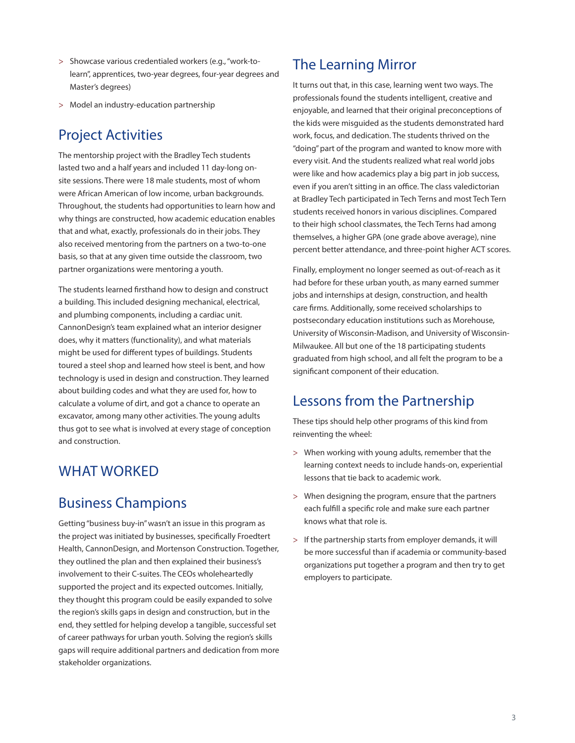- Showcase various credentialed workers (e.g., "work-to-learn", apprentices, two-year degrees, four-year degrees and Master's degrees)
- Model an industry-education partnership

## Project Activities

The mentorship project with the Bradley Tech students lasted two and a half years and included 11 day-long on-site sessions. There were 18 male students, most of whom were African American of low income, urban backgrounds. Throughout, the students had opportunities to learn how and why things are constructed, how academic education enables that and what, exactly, professionals do in their jobs. They also received mentoring from the partners on a two-to-one basis, so that at any given time outside the classroom, two partner organizations were mentoring a youth.

The students learned firsthand how to design and construct a building. This included designing mechanical, electrical, and plumbing components, including a cardiac unit. CannonDesign's team explained what an interior designer does, why it matters (functionality), and what materials might be used for different types of buildings. Students toured a steel shop and learned how steel is bent, and how technology is used in design and construction. They learned about building codes and what they are used for, how to calculate a volume of dirt, and got a chance to operate an excavator, among many other activities. The young adults thus got to see what is involved at every stage of conception and construction.

# WHAT WORKED

## Business Champions

Getting "business buy-in" wasn't an issue in this program as the project was initiated by businesses, specifically Froedtert Health, CannonDesign, and Mortenson Construction. Together, they outlined the plan and then explained their business's involvement to their C-suites. The CEOs wholeheartedly supported the project and its expected outcomes. Initially, they thought this program could be easily expanded to solve the region's skills gaps in design and construction, but in the end, they settled for helping develop a tangible, successful set of career pathways for urban youth. Solving the region's skills gaps will require additional partners and dedication from more stakeholder organizations.

## The Learning Mirror

It turns out that, in this case, learning went two ways. The professionals found the students intelligent, creative and enjoyable, and learned that their original preconceptions of the kids were misguided as the students demonstrated hard work, focus, and dedication. The students thrived on the "doing" part of the program and wanted to know more with every visit. And the students realized what real world jobs were like and how academics play a big part in job success, even if you aren't sitting in an office. The class valedictorian at Bradley Tech participated in Tech Terns and most Tech Tern students received honors in various disciplines. Compared to their high school classmates, the Tech Terns had among themselves, a higher GPA (one grade above average), nine percent better attendance, and three-point higher ACT scores.

Finally, employment no longer seemed as out-of-reach as it had before for these urban youth, as many earned summer jobs and internships at design, construction, and health care firms. Additionally, some received scholarships to postsecondary education institutions such as Morehouse, University of Wisconsin-Madison, and University of Wisconsin-Milwaukee. All but one of the 18 participating students graduated from high school, and all felt the program to be a significant component of their education.

## Lessons from the Partnership

These tips should help other programs of this kind from reinventing the wheel:

- When working with young adults, remember that the learning context needs to include hands-on, experiential lessons that tie back to academic work.
- When designing the program, ensure that the partners each fulfill a specific role and make sure each partner knows what that role is.
- If the partnership starts from employer demands, it will be more successful than if academia or community-based organizations put together a program and then try to get employers to participate.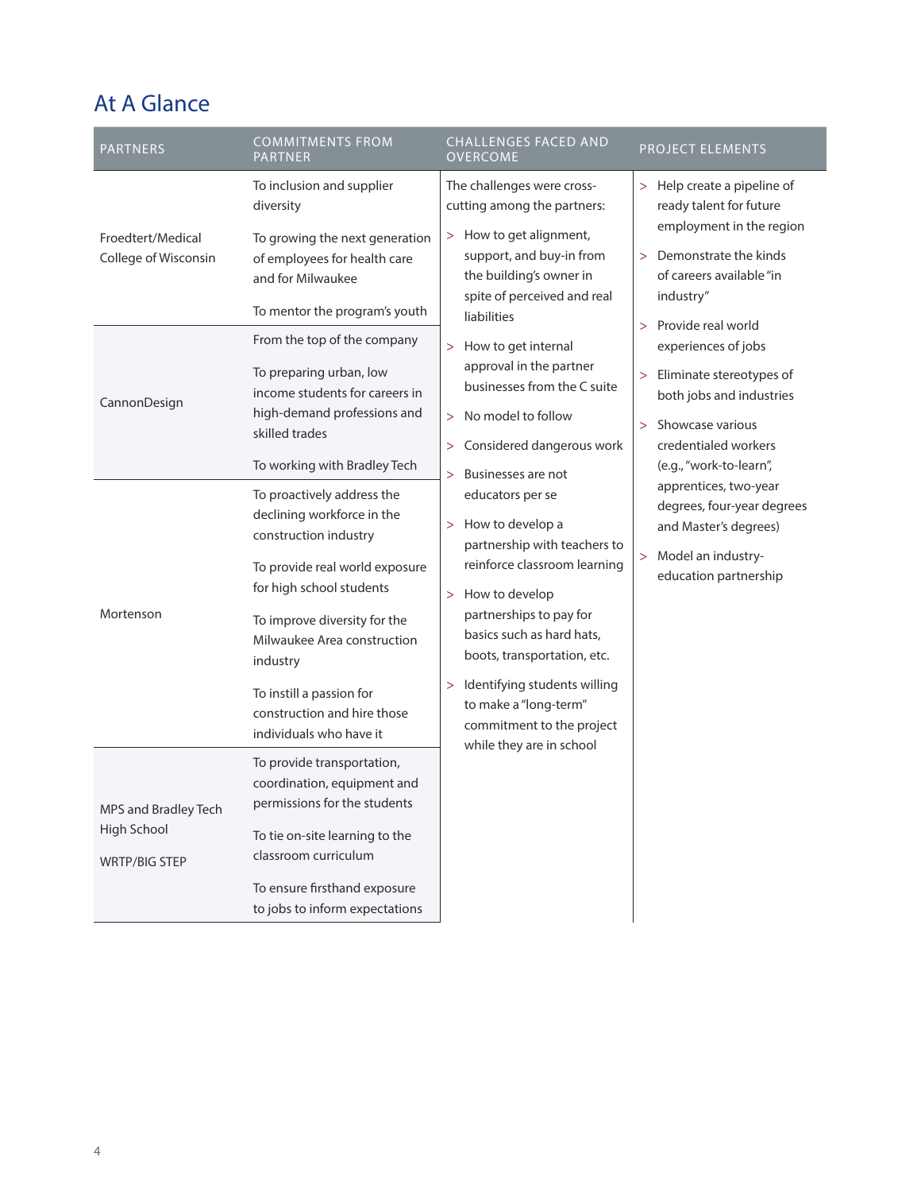## At A Glance

| PARTNERS | COMMITMENTS FROM PARTNER | CHALLENGES FACED AND OVERCOME | PROJECT ELEMENTS |
|---|---|---|---|
| Froedtert/Medical College of Wisconsin | To inclusion and supplier diversity<br><br>To growing the next generation of employees for health care and for Milwaukee<br><br>To mentor the program's youth | The challenges were cross-cutting among the partners:<br><br>> How to get alignment, support, and buy-in from the building's owner in spite of perceived and real liabilities<br><br>> How to get internal approval in the partner businesses from the C suite<br><br>> No model to follow<br><br>> Considered dangerous work<br><br>> Businesses are not educators per se<br><br>> How to develop a partnership with teachers to reinforce classroom learning<br><br>> How to develop partnerships to pay for basics such as hard hats, boots, transportation, etc.<br><br>> Identifying students willing to make a "long-term" commitment to the project while they are in school | > Help create a pipeline of ready talent for future employment in the region<br><br>> Demonstrate the kinds of careers available "in industry"<br><br>> Provide real world experiences of jobs<br><br>> Eliminate stereotypes of both jobs and industries<br><br>> Showcase various credentialed workers (e.g., "work-to-learn", apprentices, two-year degrees, four-year degrees and Master's degrees)<br><br>> Model an industry-education partnership |
| CannonDesign | From the top of the company<br><br>To preparing urban, low income students for careers in high-demand professions and skilled trades<br><br>To working with Bradley Tech | | |
| Mortenson | To proactively address the declining workforce in the construction industry<br><br>To provide real world exposure for high school students<br><br>To improve diversity for the Milwaukee Area construction industry<br><br>To instill a passion for construction and hire those individuals who have it | | |
| MPS and Bradley Tech High School<br><br>WRTP/BIG STEP | To provide transportation, coordination, equipment and permissions for the students<br><br>To tie on-site learning to the classroom curriculum<br><br>To ensure firsthand exposure to jobs to inform expectations | | |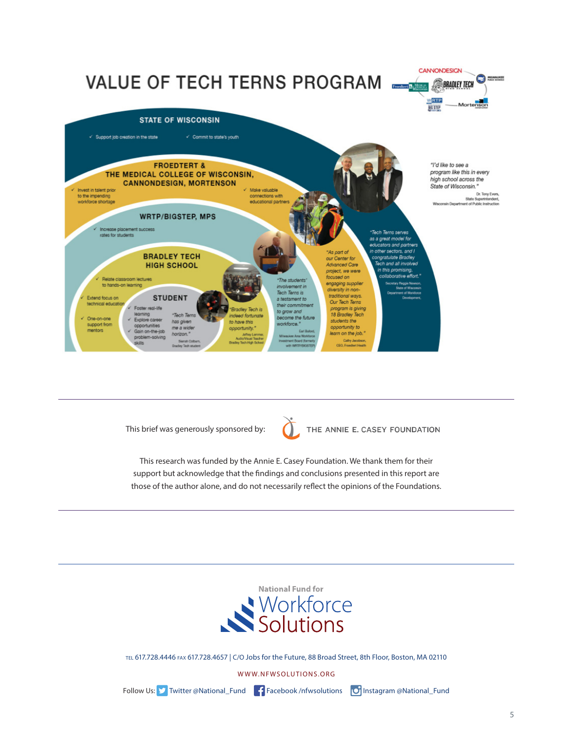# VALUE OF TECH TERNS PROGRAM

CANNONDESIGN

Froedtert & The Medical College of Wisconsin

BRADLEY TECH HIGH SCHOOL

MILWAUKEE PUBLIC SCHOOLS

WRTP BIG STEP

Mortenson construction

STATE OF WISCONSIN

✓ Support job creation in the state

✓ Commit to state's youth

FROEDTERT & THE MEDICAL COLLEGE OF WISCONSIN, CANNONDESIGN, MORTENSON

✓ Invest in talent prior to the impending workforce shortage

✓ Make valuable connections with educational partners

WRTP/BIGSTEP, MPS

✓ Increase placement success rates for students

BRADLEY TECH HIGH SCHOOL

✓ Relate classroom lectures to hands-on learning

✓ Extend focus on technical education

✓ One-on-one support from mentors

STUDENT

✓ Foster real-life learning

✓ Explore career opportunities

✓ Gain on-the-job problem-solving skills

*"Tech Terns has given me a wider horizon."*

Sarah Colburn, Bradley Tech student

*"Bradley Tech is indeed fortunate to have this opportunity."*

Jeffrey Lemmer, Audio/Visual Teacher Bradley Tech High School

*"The students' involvement in Tech Terns is a testament to their commitment to grow and become the future workforce."*

Earl Buford, Milwaukee Area Workforce Investment Board (formerly with WRTP/BIGSTEP)

*"As part of our Center for Advanced Care project, we were focused on engaging supplier diversity in non-traditional ways. Our Tech Terns program is giving 18 Bradley Tech students the opportunity to learn on the job."*

Cathy Jacobson, CEO, Froedtert Health

*"Tech Terns serves as a great model for educators and partners in other sectors, and I congratulate Bradley Tech and all involved in this promising, collaborative effort."*

Secretary Reggie Newson, State of Wisconsin Department of Workforce Development.

*"I'd like to see a program like this in every high school across the State of Wisconsin."*

Dr. Tony Evers, State Superintendent, Wisconsin Department of Public Instruction

---

This brief was generously sponsored by: THE ANNIE E. CASEY FOUNDATION

This research was funded by the Annie E. Casey Foundation. We thank them for their support but acknowledge that the findings and conclusions presented in this report are those of the author alone, and do not necessarily reflect the opinions of the Foundations.

---

National Fund for Workforce Solutions

TEL 617.728.4446 FAX 617.728.4657 | C/O Jobs for the Future, 88 Broad Street, 8th Floor, Boston, MA 02110

WWW.NFWSOLUTIONS.ORG

Follow Us: Twitter @National_Fund Facebook /nfwsolutions Instagram @National_Fund